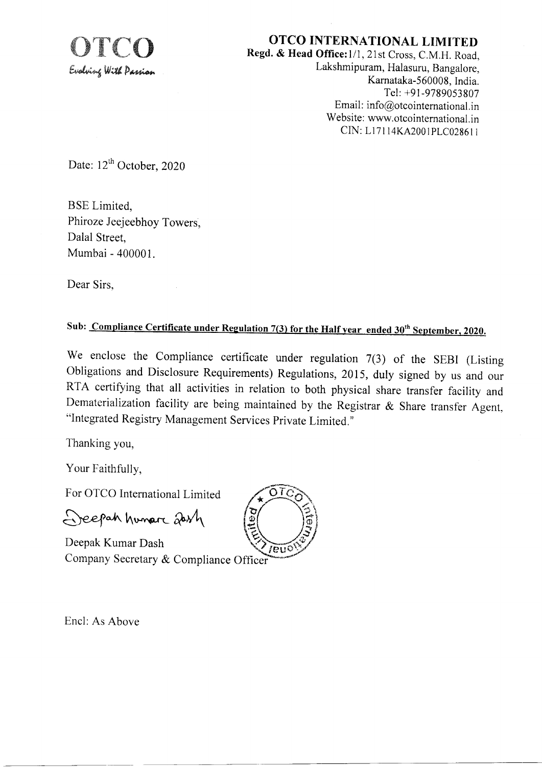**OTCO**
*Evolving With Passion*

# OTCO INTERNATIONAL LIMITED

**Regd. & Head Office:** 1/1, 21st Cross, C.M.H. Road,
Lakshmipuram, Halasuru, Bangalore,
Karnataka-560008, India.
Tel: +91-9789053807
Email: info@otcointernational.in
Website: www.otcointernational.in
CIN: L17114KA2001PLC028611

Date: 12th October, 2020

BSE Limited,
Phiroze Jeejeebhoy Towers,
Dalal Street,
Mumbai - 400001.

Dear Sirs,

**Sub: <u>Compliance Certificate under Regulation 7(3) for the Half year ended 30th September, 2020.</u>**

We enclose the Compliance certificate under regulation 7(3) of the SEBI (Listing Obligations and Disclosure Requirements) Regulations, 2015, duly signed by us and our RTA certifying that all activities in relation to both physical share transfer facility and Dematerialization facility are being maintained by the Registrar & Share transfer Agent, "Integrated Registry Management Services Private Limited."

Thanking you,

Your Faithfully,

For OTCO International Limited

Deepak Kumar Dash
Company Secretary & Compliance Officer

Encl: As Above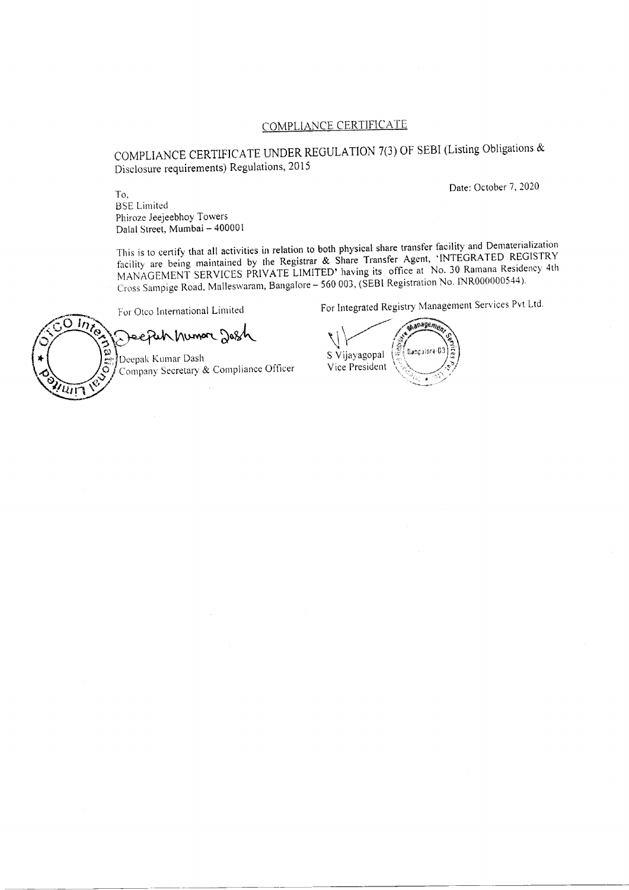# COMPLIANCE CERTIFICATE

## COMPLIANCE CERTIFICATE UNDER REGULATION 7(3) OF SEBI (Listing Obligations & Disclosure requirements) Regulations, 2015

Date: October 7, 2020

To,
BSE Limited
Phiroze Jeejeebhoy Towers
Dalal Street, Mumbai – 400001

This is to certify that all activities in relation to both physical share transfer facility and Dematerialization facility are being maintained by the Registrar & Share Transfer Agent, 'INTEGRATED REGISTRY MANAGEMENT SERVICES PRIVATE LIMITED' having its office at No. 30 Ramana Residency 4th Cross Sampige Road, Malleswaram, Bangalore – 560 003, (SEBI Registration No. INR000000544).

For Otco International Limited

Deepak Kumar Dash
Company Secretary & Compliance Officer

For Integrated Registry Management Services Pvt Ltd.

S Vijayagopal
Vice President